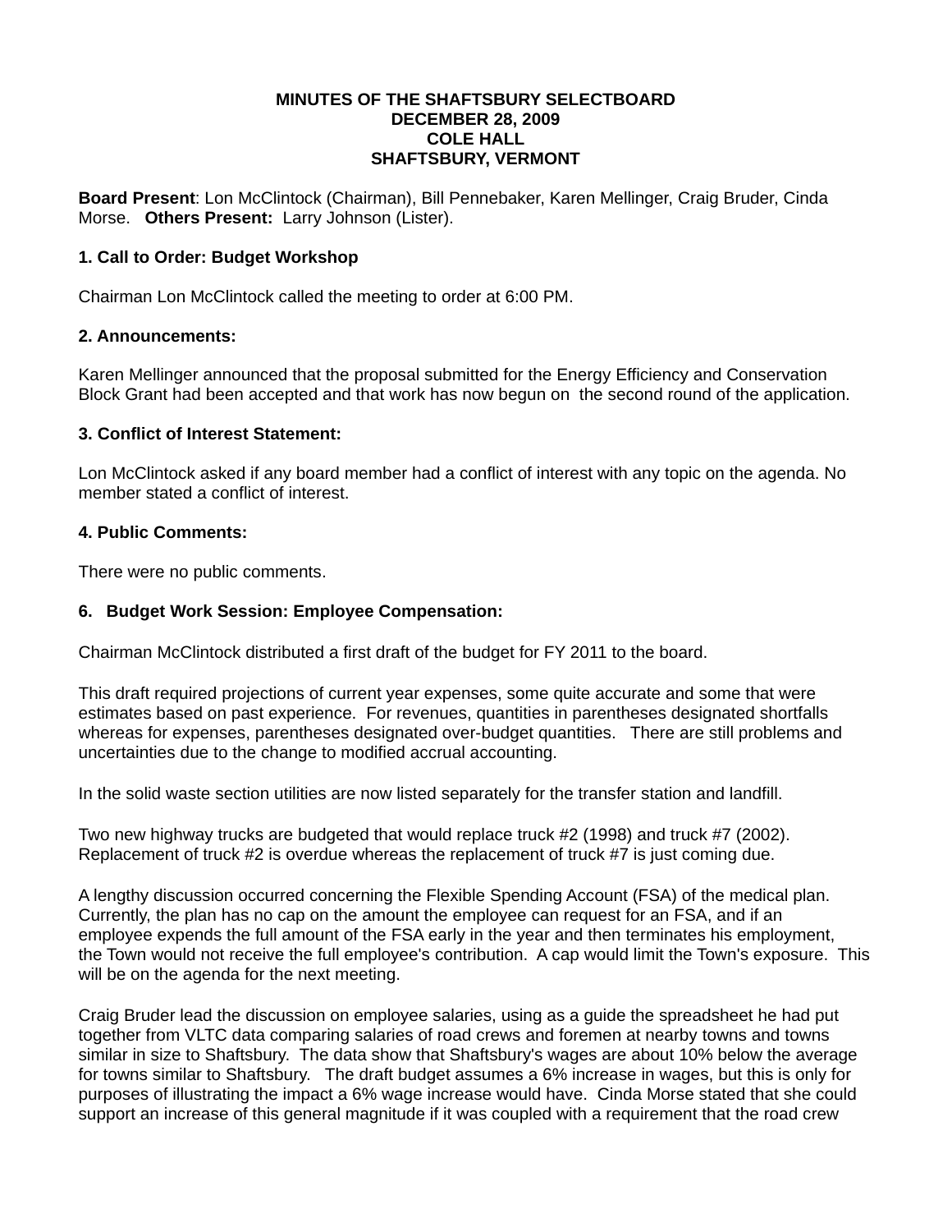**MINUTES OF THE SHAFTSBURY SELECTBOARD**
**DECEMBER 28, 2009**
**COLE HALL**
**SHAFTSBURY, VERMONT**

**Board Present**: Lon McClintock (Chairman), Bill Pennebaker, Karen Mellinger, Craig Bruder, Cinda Morse. **Others Present:** Larry Johnson (Lister).

### 1. Call to Order: Budget Workshop

Chairman Lon McClintock called the meeting to order at 6:00 PM.

### 2. Announcements:

Karen Mellinger announced that the proposal submitted for the Energy Efficiency and Conservation Block Grant had been accepted and that work has now begun on the second round of the application.

### 3. Conflict of Interest Statement:

Lon McClintock asked if any board member had a conflict of interest with any topic on the agenda. No member stated a conflict of interest.

### 4. Public Comments:

There were no public comments.

### 6. Budget Work Session: Employee Compensation:

Chairman McClintock distributed a first draft of the budget for FY 2011 to the board.

This draft required projections of current year expenses, some quite accurate and some that were estimates based on past experience. For revenues, quantities in parentheses designated shortfalls whereas for expenses, parentheses designated over-budget quantities. There are still problems and uncertainties due to the change to modified accrual accounting.

In the solid waste section utilities are now listed separately for the transfer station and landfill.

Two new highway trucks are budgeted that would replace truck #2 (1998) and truck #7 (2002). Replacement of truck #2 is overdue whereas the replacement of truck #7 is just coming due.

A lengthy discussion occurred concerning the Flexible Spending Account (FSA) of the medical plan. Currently, the plan has no cap on the amount the employee can request for an FSA, and if an employee expends the full amount of the FSA early in the year and then terminates his employment, the Town would not receive the full employee's contribution. A cap would limit the Town's exposure. This will be on the agenda for the next meeting.

Craig Bruder lead the discussion on employee salaries, using as a guide the spreadsheet he had put together from VLTC data comparing salaries of road crews and foremen at nearby towns and towns similar in size to Shaftsbury. The data show that Shaftsbury's wages are about 10% below the average for towns similar to Shaftsbury. The draft budget assumes a 6% increase in wages, but this is only for purposes of illustrating the impact a 6% wage increase would have. Cinda Morse stated that she could support an increase of this general magnitude if it was coupled with a requirement that the road crew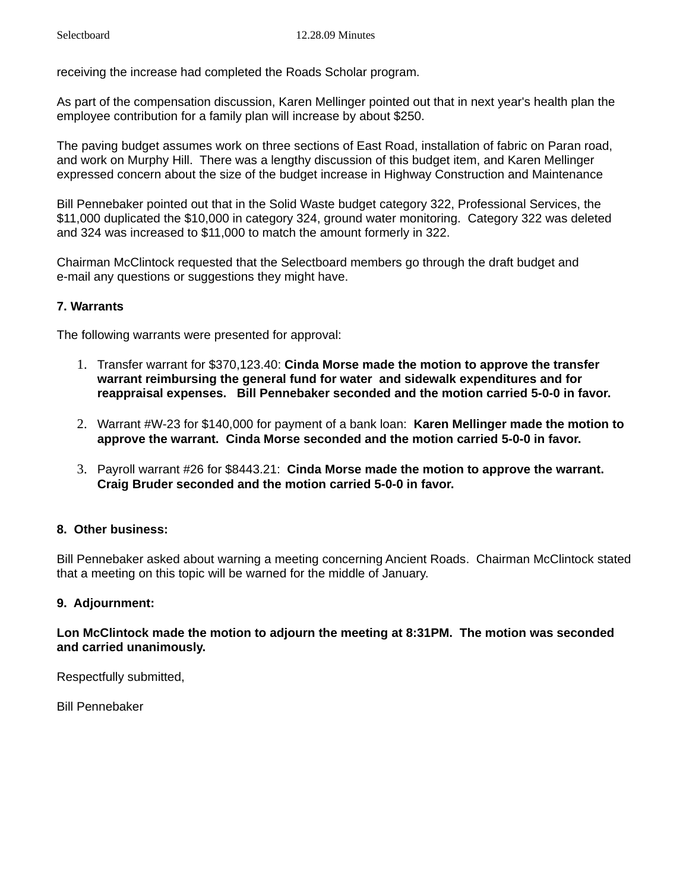receiving the increase had completed the Roads Scholar program.

As part of the compensation discussion, Karen Mellinger pointed out that in next year's health plan the employee contribution for a family plan will increase by about $250.

The paving budget assumes work on three sections of East Road, installation of fabric on Paran road, and work on Murphy Hill. There was a lengthy discussion of this budget item, and Karen Mellinger expressed concern about the size of the budget increase in Highway Construction and Maintenance

Bill Pennebaker pointed out that in the Solid Waste budget category 322, Professional Services, the $11,000 duplicated the $10,000 in category 324, ground water monitoring. Category 322 was deleted and 324 was increased to $11,000 to match the amount formerly in 322.

Chairman McClintock requested that the Selectboard members go through the draft budget and e-mail any questions or suggestions they might have.

**7. Warrants**

The following warrants were presented for approval:

1. Transfer warrant for $370,123.40: **Cinda Morse made the motion to approve the transfer warrant reimbursing the general fund for water and sidewalk expenditures and for reappraisal expenses. Bill Pennebaker seconded and the motion carried 5-0-0 in favor.**

2. Warrant #W-23 for $140,000 for payment of a bank loan: **Karen Mellinger made the motion to approve the warrant. Cinda Morse seconded and the motion carried 5-0-0 in favor.**

3. Payroll warrant #26 for $8443.21: **Cinda Morse made the motion to approve the warrant. Craig Bruder seconded and the motion carried 5-0-0 in favor.**

**8. Other business:**

Bill Pennebaker asked about warning a meeting concerning Ancient Roads. Chairman McClintock stated that a meeting on this topic will be warned for the middle of January.

**9. Adjournment:**

**Lon McClintock made the motion to adjourn the meeting at 8:31PM. The motion was seconded and carried unanimously.**

Respectfully submitted,

Bill Pennebaker